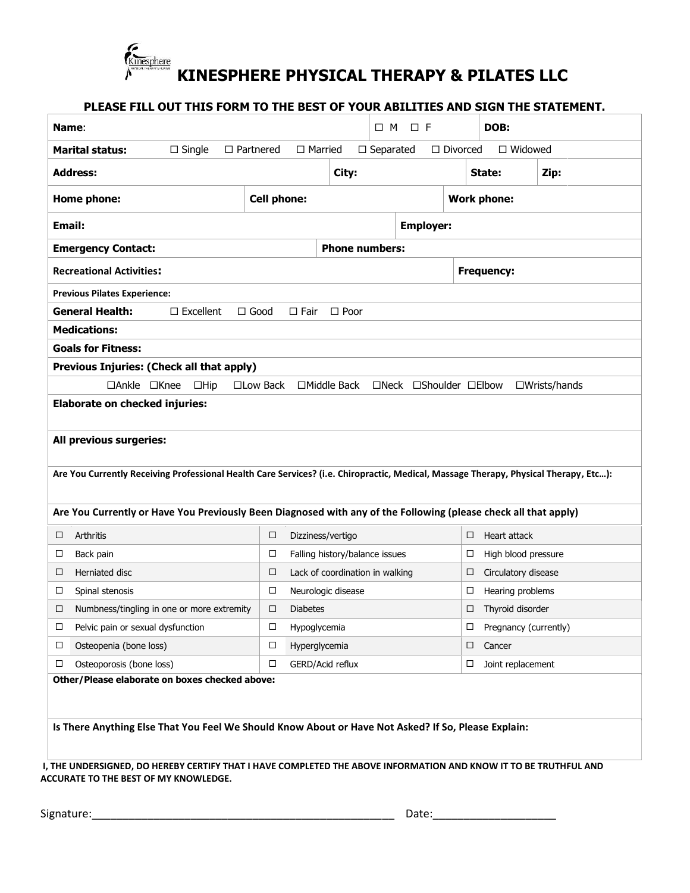# KINESPHERE PHYSICAL THERAPY & PILATES LLC

**PLEASE FILL OUT THIS FORM TO THE BEST OF YOUR ABILITIES AND SIGN THE STATEMENT.**

**Name**: ☐ M ☐ F **DOB:**

**Marital status:** ☐ Single ☐ Partnered ☐ Married ☐ Separated ☐ Divorced ☐ Widowed

**Address:** **City:** **State:** **Zip:**

**Home phone:** **Cell phone:** **Work phone:**

**Email:** **Employer:**

**Emergency Contact:** **Phone numbers:**

**Recreational Activities:** **Frequency:**

**Previous Pilates Experience:**

**General Health:** ☐ Excellent ☐ Good ☐ Fair ☐ Poor

**Medications:**

**Goals for Fitness:**

**Previous Injuries: (Check all that apply)**

☐Ankle ☐Knee ☐Hip ☐Low Back ☐Middle Back ☐Neck ☐Shoulder ☐Elbow ☐Wrists/hands

**Elaborate on checked injuries:**

**All previous surgeries:**

**Are You Currently Receiving Professional Health Care Services? (i.e. Chiropractic, Medical, Massage Therapy, Physical Therapy, Etc…):**

**Are You Currently or Have You Previously Been Diagnosed with any of the Following (please check all that apply)**

| | | | | | |
|---|---|---|---|---|---|
| ☐ | Arthritis | ☐ | Dizziness/vertigo | ☐ | Heart attack |
| ☐ | Back pain | ☐ | Falling history/balance issues | ☐ | High blood pressure |
| ☐ | Herniated disc | ☐ | Lack of coordination in walking | ☐ | Circulatory disease |
| ☐ | Spinal stenosis | ☐ | Neurologic disease | ☐ | Hearing problems |
| ☐ | Numbness/tingling in one or more extremity | ☐ | Diabetes | ☐ | Thyroid disorder |
| ☐ | Pelvic pain or sexual dysfunction | ☐ | Hypoglycemia | ☐ | Pregnancy (currently) |
| ☐ | Osteopenia (bone loss) | ☐ | Hyperglycemia | ☐ | Cancer |
| ☐ | Osteoporosis (bone loss) | ☐ | GERD/Acid reflux | ☐ | Joint replacement |

**Other/Please elaborate on boxes checked above:**

**Is There Anything Else That You Feel We Should Know About or Have Not Asked? If So, Please Explain:**

**I, THE UNDERSIGNED, DO HEREBY CERTIFY THAT I HAVE COMPLETED THE ABOVE INFORMATION AND KNOW IT TO BE TRUTHFUL AND ACCURATE TO THE BEST OF MY KNOWLEDGE.**

Signature:_____________________________________________________ Date:____________________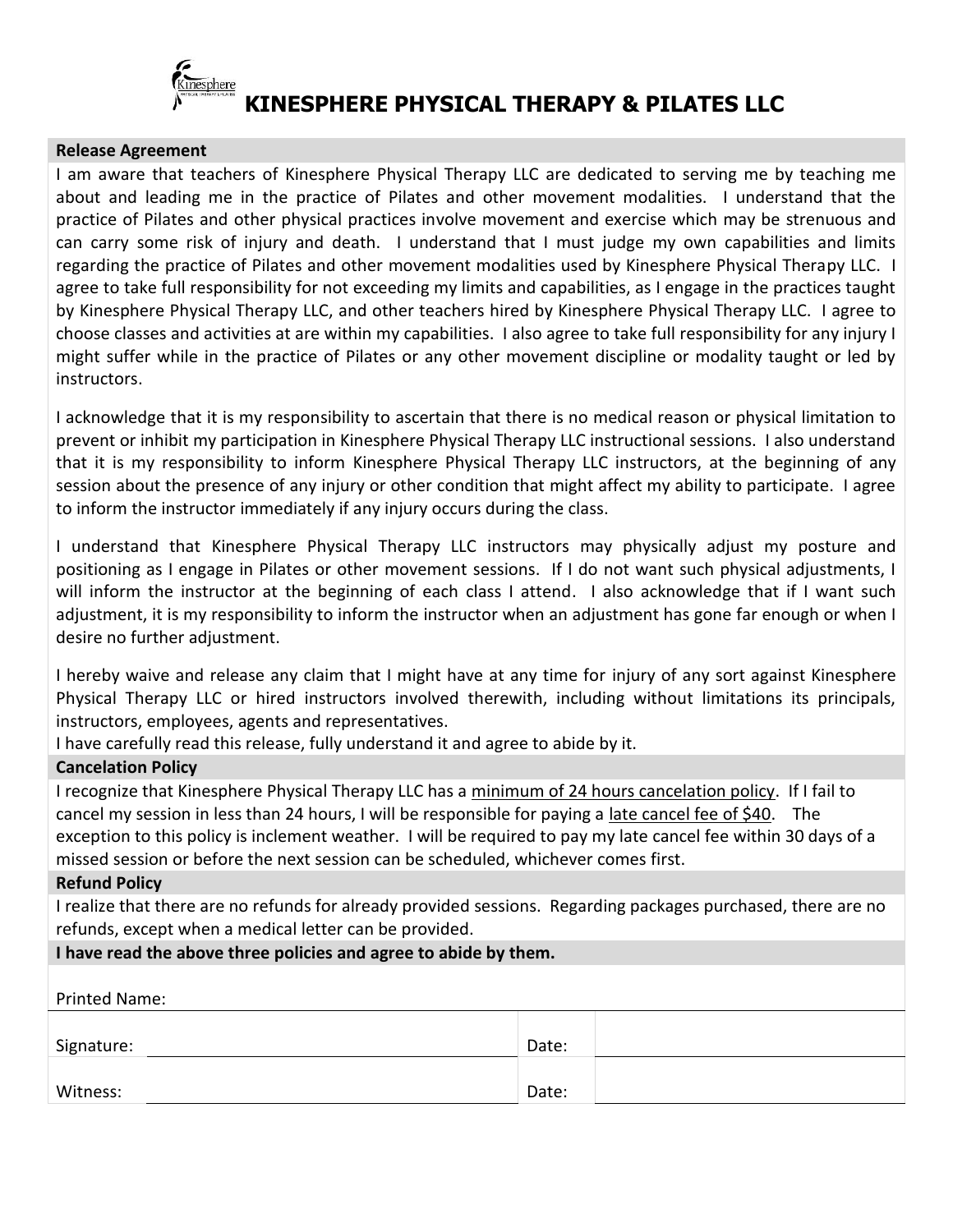# KINESPHERE PHYSICAL THERAPY & PILATES LLC

**Release Agreement**

I am aware that teachers of Kinesphere Physical Therapy LLC are dedicated to serving me by teaching me about and leading me in the practice of Pilates and other movement modalities. I understand that the practice of Pilates and other physical practices involve movement and exercise which may be strenuous and can carry some risk of injury and death. I understand that I must judge my own capabilities and limits regarding the practice of Pilates and other movement modalities used by Kinesphere Physical Therapy LLC. I agree to take full responsibility for not exceeding my limits and capabilities, as I engage in the practices taught by Kinesphere Physical Therapy LLC, and other teachers hired by Kinesphere Physical Therapy LLC. I agree to choose classes and activities at are within my capabilities. I also agree to take full responsibility for any injury I might suffer while in the practice of Pilates or any other movement discipline or modality taught or led by instructors.

I acknowledge that it is my responsibility to ascertain that there is no medical reason or physical limitation to prevent or inhibit my participation in Kinesphere Physical Therapy LLC instructional sessions. I also understand that it is my responsibility to inform Kinesphere Physical Therapy LLC instructors, at the beginning of any session about the presence of any injury or other condition that might affect my ability to participate. I agree to inform the instructor immediately if any injury occurs during the class.

I understand that Kinesphere Physical Therapy LLC instructors may physically adjust my posture and positioning as I engage in Pilates or other movement sessions. If I do not want such physical adjustments, I will inform the instructor at the beginning of each class I attend. I also acknowledge that if I want such adjustment, it is my responsibility to inform the instructor when an adjustment has gone far enough or when I desire no further adjustment.

I hereby waive and release any claim that I might have at any time for injury of any sort against Kinesphere Physical Therapy LLC or hired instructors involved therewith, including without limitations its principals, instructors, employees, agents and representatives.

I have carefully read this release, fully understand it and agree to abide by it.

**Cancelation Policy**

I recognize that Kinesphere Physical Therapy LLC has a minimum of 24 hours cancelation policy. If I fail to cancel my session in less than 24 hours, I will be responsible for paying a late cancel fee of $40. The exception to this policy is inclement weather. I will be required to pay my late cancel fee within 30 days of a missed session or before the next session can be scheduled, whichever comes first.

**Refund Policy**

I realize that there are no refunds for already provided sessions. Regarding packages purchased, there are no refunds, except when a medical letter can be provided.

**I have read the above three policies and agree to abide by them.**

Printed Name: ____________________

Signature: ____________________ Date: ____________________

Witness: ____________________ Date: ____________________